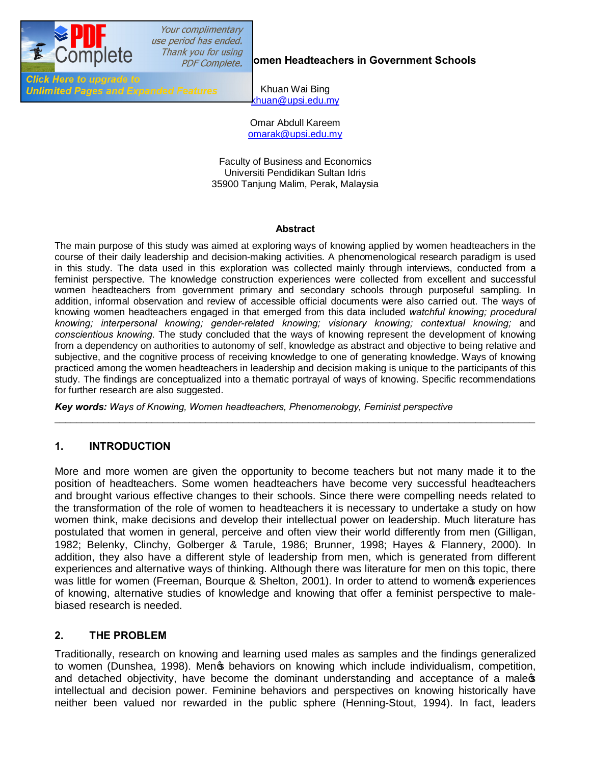# omen Headteachers in Government Schools

Khuan Wai Bing
khuan@upsi.edu.my

Omar Abdull Kareem
omarak@upsi.edu.my

Faculty of Business and Economics
Universiti Pendidikan Sultan Idris
35900 Tanjung Malim, Perak, Malaysia

## Abstract

The main purpose of this study was aimed at exploring ways of knowing applied by women headteachers in the course of their daily leadership and decision-making activities. A phenomenological research paradigm is used in this study. The data used in this exploration was collected mainly through interviews, conducted from a feminist perspective. The knowledge construction experiences were collected from excellent and successful women headteachers from government primary and secondary schools through purposeful sampling. In addition, informal observation and review of accessible official documents were also carried out. The ways of knowing women headteachers engaged in that emerged from this data included *watchful knowing; procedural knowing; interpersonal knowing; gender-related knowing; visionary knowing; contextual knowing;* and *conscientious knowing*. The study concluded that the ways of knowing represent the development of knowing from a dependency on authorities to autonomy of self, knowledge as abstract and objective to being relative and subjective, and the cognitive process of receiving knowledge to one of generating knowledge. Ways of knowing practiced among the women headteachers in leadership and decision making is unique to the participants of this study. The findings are conceptualized into a thematic portrayal of ways of knowing. Specific recommendations for further research are also suggested.

***Key words:*** *Ways of Knowing, Women headteachers, Phenomenology, Feminist perspective*

---

## 1. INTRODUCTION

More and more women are given the opportunity to become teachers but not many made it to the position of headteachers. Some women headteachers have become very successful headteachers and brought various effective changes to their schools. Since there were compelling needs related to the transformation of the role of women to headteachers it is necessary to undertake a study on how women think, make decisions and develop their intellectual power on leadership. Much literature has postulated that women in general, perceive and often view their world differently from men (Gilligan, 1982; Belenky, Clinchy, Golberger & Tarule, 1986; Brunner, 1998; Hayes & Flannery, 2000). In addition, they also have a different style of leadership from men, which is generated from different experiences and alternative ways of thinking. Although there was literature for men on this topic, there was little for women (Freeman, Bourque & Shelton, 2001). In order to attend to women's experiences of knowing, alternative studies of knowledge and knowing that offer a feminist perspective to male-biased research is needed.

## 2. THE PROBLEM

Traditionally, research on knowing and learning used males as samples and the findings generalized to women (Dunshea, 1998). Men's behaviors on knowing which include individualism, competition, and detached objectivity, have become the dominant understanding and acceptance of a male's intellectual and decision power. Feminine behaviors and perspectives on knowing historically have neither been valued nor rewarded in the public sphere (Henning-Stout, 1994). In fact, leaders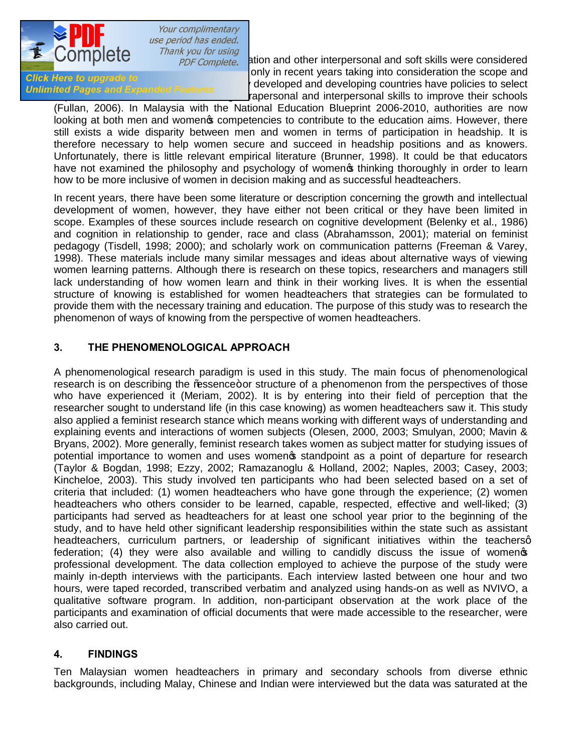ation and other interpersonal and soft skills were considered only in recent years taking into consideration the scope and developed and developing countries have policies to select rapersonal and interpersonal skills to improve their schools (Fullan, 2006). In Malaysia with the National Education Blueprint 2006-2010, authorities are now looking at both men and women's competencies to contribute to the education aims. However, there still exists a wide disparity between men and women in terms of participation in headship. It is therefore necessary to help women secure and succeed in headship positions and as knowers. Unfortunately, there is little relevant empirical literature (Brunner, 1998). It could be that educators have not examined the philosophy and psychology of women's thinking thoroughly in order to learn how to be more inclusive of women in decision making and as successful headteachers.

In recent years, there have been some literature or description concerning the growth and intellectual development of women, however, they have either not been critical or they have been limited in scope. Examples of these sources include research on cognitive development (Belenky et al., 1986) and cognition in relationship to gender, race and class (Abrahamsson, 2001); material on feminist pedagogy (Tisdell, 1998; 2000); and scholarly work on communication patterns (Freeman & Varey, 1998). These materials include many similar messages and ideas about alternative ways of viewing women learning patterns. Although there is research on these topics, researchers and managers still lack understanding of how women learn and think in their working lives. It is when the essential structure of knowing is established for women headteachers that strategies can be formulated to provide them with the necessary training and education. The purpose of this study was to research the phenomenon of ways of knowing from the perspective of women headteachers.

## 3. THE PHENOMENOLOGICAL APPROACH

A phenomenological research paradigm is used in this study. The main focus of phenomenological research is on describing the "essence" or structure of a phenomenon from the perspectives of those who have experienced it (Meriam, 2002). It is by entering into their field of perception that the researcher sought to understand life (in this case knowing) as women headteachers saw it. This study also applied a feminist research stance which means working with different ways of understanding and explaining events and interactions of women subjects (Olesen, 2000, 2003; Smulyan, 2000; Mavin & Bryans, 2002). More generally, feminist research takes women as subject matter for studying issues of potential importance to women and uses women's standpoint as a point of departure for research (Taylor & Bogdan, 1998; Ezzy, 2002; Ramazanoglu & Holland, 2002; Naples, 2003; Casey, 2003; Kincheloe, 2003). This study involved ten participants who had been selected based on a set of criteria that included: (1) women headteachers who have gone through the experience; (2) women headteachers who others consider to be learned, capable, respected, effective and well-liked; (3) participants had served as headteachers for at least one school year prior to the beginning of the study, and to have held other significant leadership responsibilities within the state such as assistant headteachers, curriculum partners, or leadership of significant initiatives within the teachers' federation; (4) they were also available and willing to candidly discuss the issue of women's professional development. The data collection employed to achieve the purpose of the study were mainly in-depth interviews with the participants. Each interview lasted between one hour and two hours, were taped recorded, transcribed verbatim and analyzed using hands-on as well as NVIVO, a qualitative software program. In addition, non-participant observation at the work place of the participants and examination of official documents that were made accessible to the researcher, were also carried out.

## 4. FINDINGS

Ten Malaysian women headteachers in primary and secondary schools from diverse ethnic backgrounds, including Malay, Chinese and Indian were interviewed but the data was saturated at the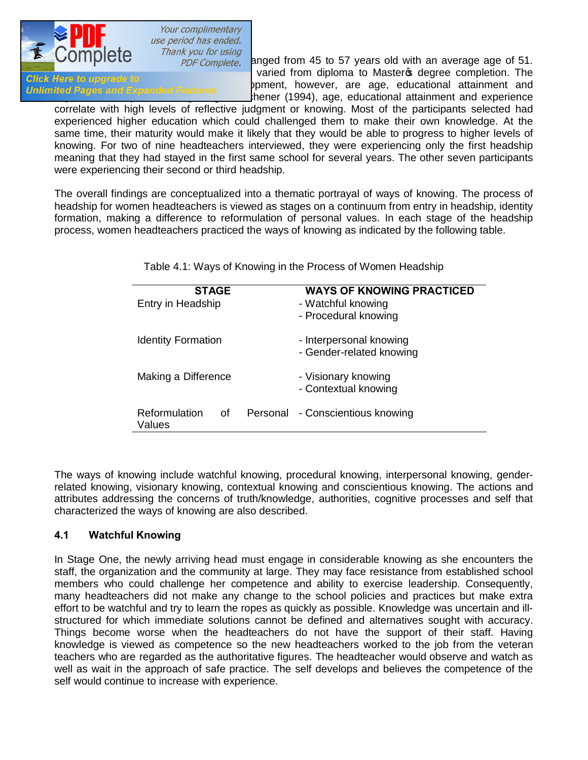anged from 45 to 57 years old with an average age of 51. varied from diploma to Master's degree completion. The pment, however, are age, educational attainment and hener (1994), age, educational attainment and experience correlate with high levels of reflective judgment or knowing. Most of the participants selected had experienced higher education which could challenged them to make their own knowledge. At the same time, their maturity would make it likely that they would be able to progress to higher levels of knowing. For two of nine headteachers interviewed, they were experiencing only the first headship meaning that they had stayed in the first same school for several years. The other seven participants were experiencing their second or third headship.

The overall findings are conceptualized into a thematic portrayal of ways of knowing. The process of headship for women headteachers is viewed as stages on a continuum from entry in headship, identity formation, making a difference to reformulation of personal values. In each stage of the headship process, women headteachers practiced the ways of knowing as indicated by the following table.

Table 4.1: Ways of Knowing in the Process of Women Headship

| STAGE | WAYS OF KNOWING PRACTICED |
|---|---|
| Entry in Headship | - Watchful knowing<br>- Procedural knowing |
| Identity Formation | - Interpersonal knowing<br>- Gender-related knowing |
| Making a Difference | - Visionary knowing<br>- Contextual knowing |
| Reformulation of Personal Values | - Conscientious knowing |

The ways of knowing include watchful knowing, procedural knowing, interpersonal knowing, gender-related knowing, visionary knowing, contextual knowing and conscientious knowing. The actions and attributes addressing the concerns of truth/knowledge, authorities, cognitive processes and self that characterized the ways of knowing are also described.

### 4.1 Watchful Knowing

In Stage One, the newly arriving head must engage in considerable knowing as she encounters the staff, the organization and the community at large. They may face resistance from established school members who could challenge her competence and ability to exercise leadership. Consequently, many headteachers did not make any change to the school policies and practices but make extra effort to be watchful and try to learn the ropes as quickly as possible. Knowledge was uncertain and ill-structured for which immediate solutions cannot be defined and alternatives sought with accuracy. Things become worse when the headteachers do not have the support of their staff. Having knowledge is viewed as competence so the new headteachers worked to the job from the veteran teachers who are regarded as the authoritative figures. The headteacher would observe and watch as well as wait in the approach of safe practice. The self develops and believes the competence of the self would continue to increase with experience.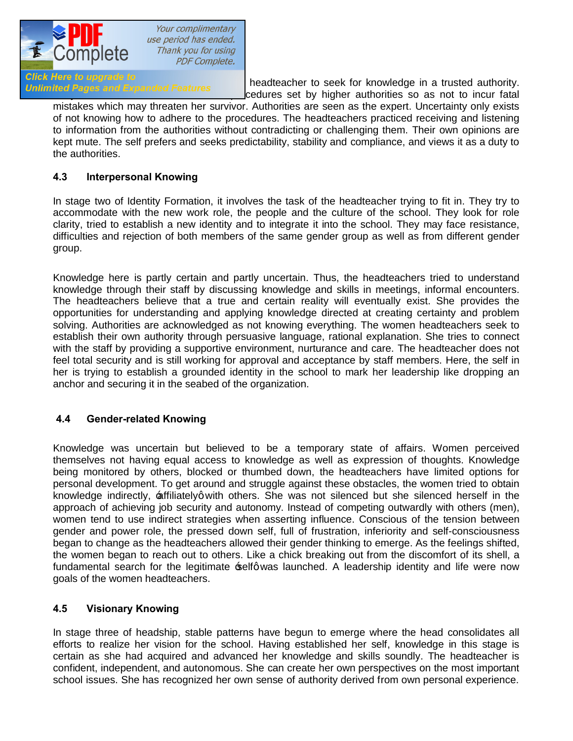headteacher to seek for knowledge in a trusted authority. cedures set by higher authorities so as not to incur fatal mistakes which may threaten her survivor. Authorities are seen as the expert. Uncertainty only exists of not knowing how to adhere to the procedures. The headteachers practiced receiving and listening to information from the authorities without contradicting or challenging them. Their own opinions are kept mute. The self prefers and seeks predictability, stability and compliance, and views it as a duty to the authorities.

### 4.3 Interpersonal Knowing

In stage two of Identity Formation, it involves the task of the headteacher trying to fit in. They try to accommodate with the new work role, the people and the culture of the school. They look for role clarity, tried to establish a new identity and to integrate it into the school. They may face resistance, difficulties and rejection of both members of the same gender group as well as from different gender group.

Knowledge here is partly certain and partly uncertain. Thus, the headteachers tried to understand knowledge through their staff by discussing knowledge and skills in meetings, informal encounters. The headteachers believe that a true and certain reality will eventually exist. She provides the opportunities for understanding and applying knowledge directed at creating certainty and problem solving. Authorities are acknowledged as not knowing everything. The women headteachers seek to establish their own authority through persuasive language, rational explanation. She tries to connect with the staff by providing a supportive environment, nurturance and care. The headteacher does not feel total security and is still working for approval and acceptance by staff members. Here, the self in her is trying to establish a grounded identity in the school to mark her leadership like dropping an anchor and securing it in the seabed of the organization.

### 4.4 Gender-related Knowing

Knowledge was uncertain but believed to be a temporary state of affairs. Women perceived themselves not having equal access to knowledge as well as expression of thoughts. Knowledge being monitored by others, blocked or thumbed down, the headteachers have limited options for personal development. To get around and struggle against these obstacles, the women tried to obtain knowledge indirectly, 'affiliately' with others. She was not silenced but she silenced herself in the approach of achieving job security and autonomy. Instead of competing outwardly with others (men), women tend to use indirect strategies when asserting influence. Conscious of the tension between gender and power role, the pressed down self, full of frustration, inferiority and self-consciousness began to change as the headteachers allowed their gender thinking to emerge. As the feelings shifted, the women began to reach out to others. Like a chick breaking out from the discomfort of its shell, a fundamental search for the legitimate 'self' was launched. A leadership identity and life were now goals of the women headteachers.

### 4.5 Visionary Knowing

In stage three of headship, stable patterns have begun to emerge where the head consolidates all efforts to realize her vision for the school. Having established her self, knowledge in this stage is certain as she had acquired and advanced her knowledge and skills soundly. The headteacher is confident, independent, and autonomous. She can create her own perspectives on the most important school issues. She has recognized her own sense of authority derived from own personal experience.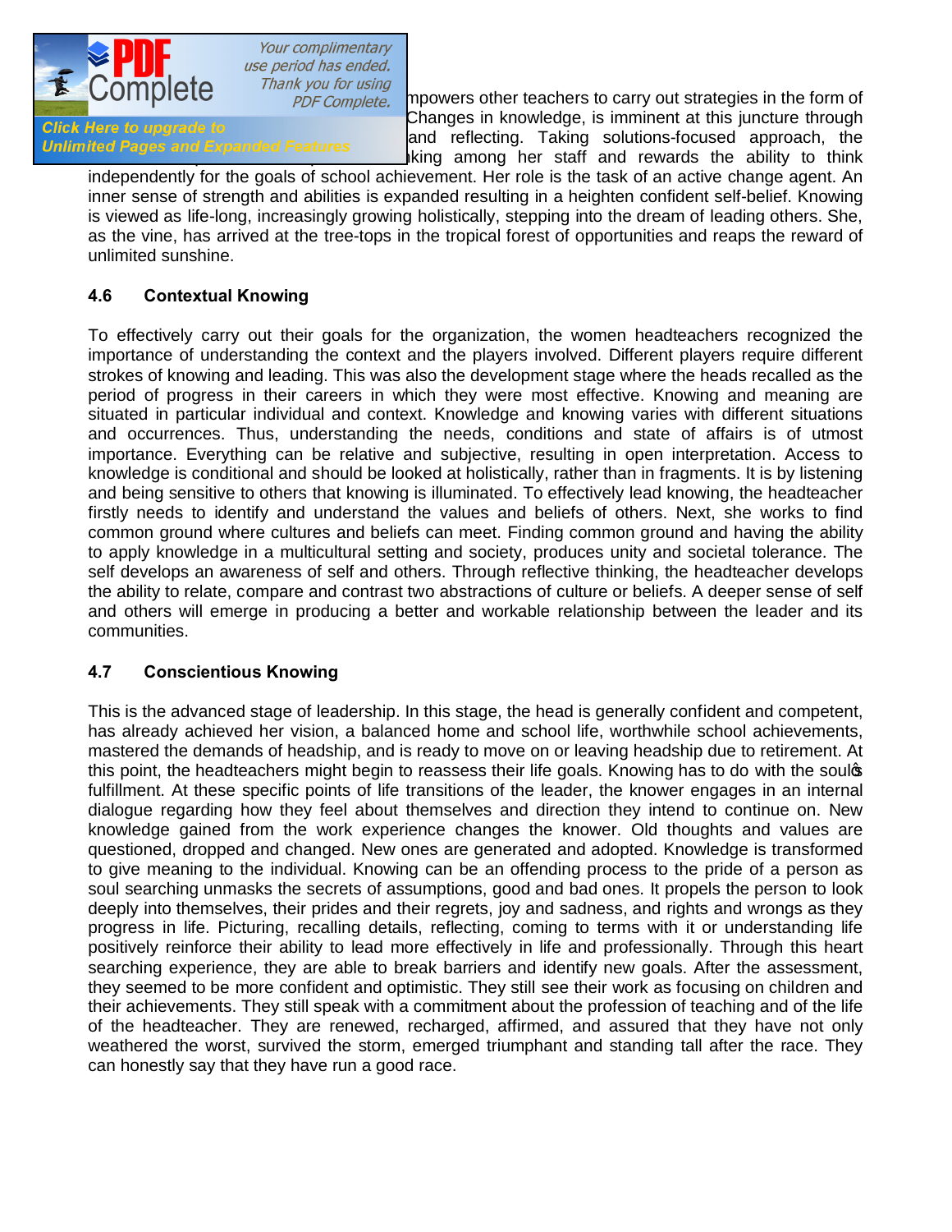mpowers other teachers to carry out strategies in the form of Changes in knowledge, is imminent at this juncture through and reflecting. Taking solutions-focused approach, the king among her staff and rewards the ability to think independently for the goals of school achievement. Her role is the task of an active change agent. An inner sense of strength and abilities is expanded resulting in a heighten confident self-belief. Knowing is viewed as life-long, increasingly growing holistically, stepping into the dream of leading others. She, as the vine, has arrived at the tree-tops in the tropical forest of opportunities and reaps the reward of unlimited sunshine.

### 4.6 Contextual Knowing

To effectively carry out their goals for the organization, the women headteachers recognized the importance of understanding the context and the players involved. Different players require different strokes of knowing and leading. This was also the development stage where the heads recalled as the period of progress in their careers in which they were most effective. Knowing and meaning are situated in particular individual and context. Knowledge and knowing varies with different situations and occurrences. Thus, understanding the needs, conditions and state of affairs is of utmost importance. Everything can be relative and subjective, resulting in open interpretation. Access to knowledge is conditional and should be looked at holistically, rather than in fragments. It is by listening and being sensitive to others that knowing is illuminated. To effectively lead knowing, the headteacher firstly needs to identify and understand the values and beliefs of others. Next, she works to find common ground where cultures and beliefs can meet. Finding common ground and having the ability to apply knowledge in a multicultural setting and society, produces unity and societal tolerance. The self develops an awareness of self and others. Through reflective thinking, the headteacher develops the ability to relate, compare and contrast two abstractions of culture or beliefs. A deeper sense of self and others will emerge in producing a better and workable relationship between the leader and its communities.

### 4.7 Conscientious Knowing

This is the advanced stage of leadership. In this stage, the head is generally confident and competent, has already achieved her vision, a balanced home and school life, worthwhile school achievements, mastered the demands of headship, and is ready to move on or leaving headship due to retirement. At this point, the headteachers might begin to reassess their life goals. Knowing has to do with the soul's fulfillment. At these specific points of life transitions of the leader, the knower engages in an internal dialogue regarding how they feel about themselves and direction they intend to continue on. New knowledge gained from the work experience changes the knower. Old thoughts and values are questioned, dropped and changed. New ones are generated and adopted. Knowledge is transformed to give meaning to the individual. Knowing can be an offending process to the pride of a person as soul searching unmasks the secrets of assumptions, good and bad ones. It propels the person to look deeply into themselves, their prides and their regrets, joy and sadness, and rights and wrongs as they progress in life. Picturing, recalling details, reflecting, coming to terms with it or understanding life positively reinforce their ability to lead more effectively in life and professionally. Through this heart searching experience, they are able to break barriers and identify new goals. After the assessment, they seemed to be more confident and optimistic. They still see their work as focusing on children and their achievements. They still speak with a commitment about the profession of teaching and of the life of the headteacher. They are renewed, recharged, affirmed, and assured that they have not only weathered the worst, survived the storm, emerged triumphant and standing tall after the race. They can honestly say that they have run a good race.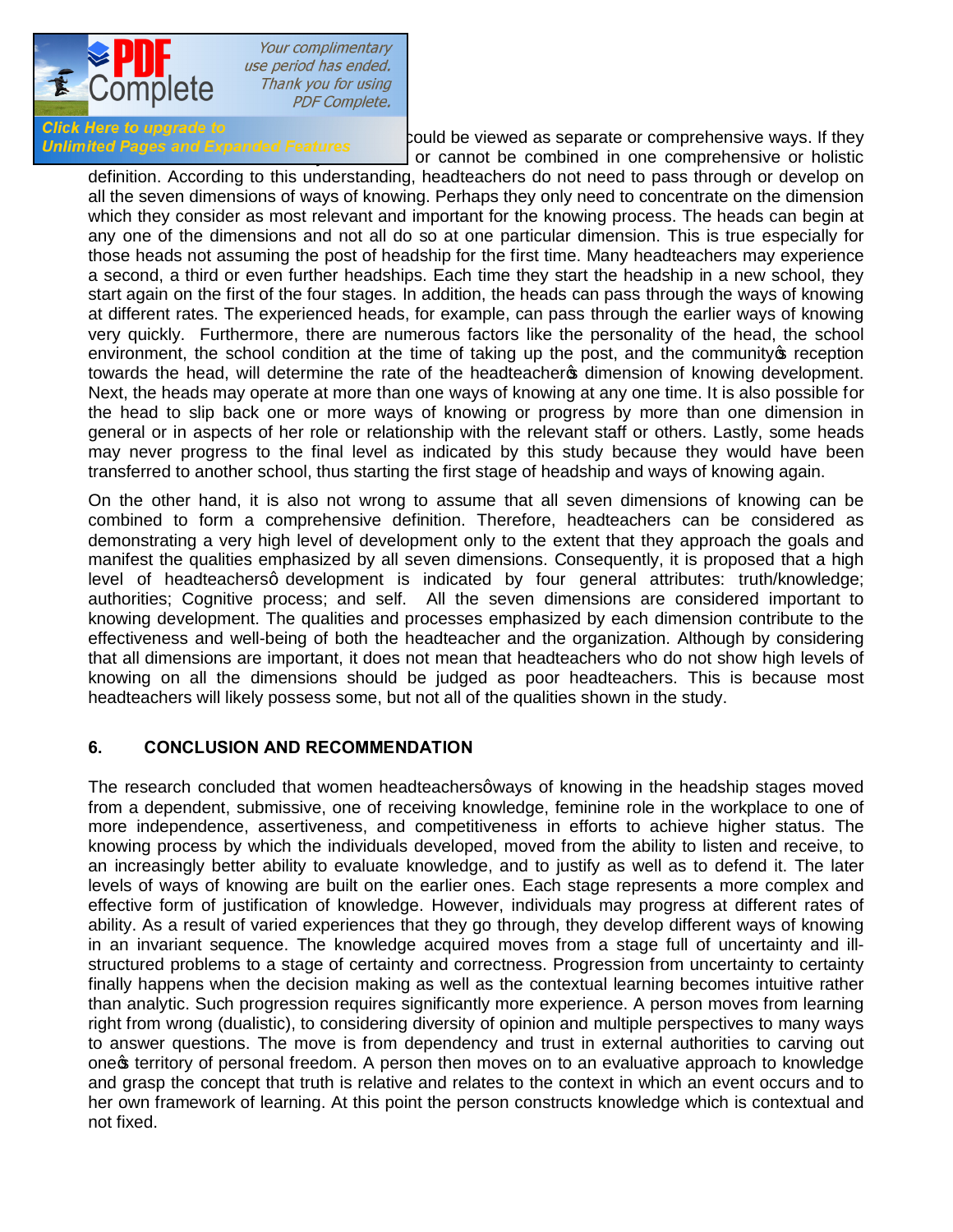could be viewed as separate or comprehensive ways. If they or cannot be combined in one comprehensive or holistic definition. According to this understanding, headteachers do not need to pass through or develop on all the seven dimensions of ways of knowing. Perhaps they only need to concentrate on the dimension which they consider as most relevant and important for the knowing process. The heads can begin at any one of the dimensions and not all do so at one particular dimension. This is true especially for those heads not assuming the post of headship for the first time. Many headteachers may experience a second, a third or even further headships. Each time they start the headship in a new school, they start again on the first of the four stages. In addition, the heads can pass through the ways of knowing at different rates. The experienced heads, for example, can pass through the earlier ways of knowing very quickly. Furthermore, there are numerous factors like the personality of the head, the school environment, the school condition at the time of taking up the post, and the community's reception towards the head, will determine the rate of the headteacher's dimension of knowing development. Next, the heads may operate at more than one ways of knowing at any one time. It is also possible for the head to slip back one or more ways of knowing or progress by more than one dimension in general or in aspects of her role or relationship with the relevant staff or others. Lastly, some heads may never progress to the final level as indicated by this study because they would have been transferred to another school, thus starting the first stage of headship and ways of knowing again.

On the other hand, it is also not wrong to assume that all seven dimensions of knowing can be combined to form a comprehensive definition. Therefore, headteachers can be considered as demonstrating a very high level of development only to the extent that they approach the goals and manifest the qualities emphasized by all seven dimensions. Consequently, it is proposed that a high level of headteachers' development is indicated by four general attributes: truth/knowledge; authorities; Cognitive process; and self. All the seven dimensions are considered important to knowing development. The qualities and processes emphasized by each dimension contribute to the effectiveness and well-being of both the headteacher and the organization. Although by considering that all dimensions are important, it does not mean that headteachers who do not show high levels of knowing on all the dimensions should be judged as poor headteachers. This is because most headteachers will likely possess some, but not all of the qualities shown in the study.

## 6. CONCLUSION AND RECOMMENDATION

The research concluded that women headteachers' ways of knowing in the headship stages moved from a dependent, submissive, one of receiving knowledge, feminine role in the workplace to one of more independence, assertiveness, and competitiveness in efforts to achieve higher status. The knowing process by which the individuals developed, moved from the ability to listen and receive, to an increasingly better ability to evaluate knowledge, and to justify as well as to defend it. The later levels of ways of knowing are built on the earlier ones. Each stage represents a more complex and effective form of justification of knowledge. However, individuals may progress at different rates of ability. As a result of varied experiences that they go through, they develop different ways of knowing in an invariant sequence. The knowledge acquired moves from a stage full of uncertainty and ill-structured problems to a stage of certainty and correctness. Progression from uncertainty to certainty finally happens when the decision making as well as the contextual learning becomes intuitive rather than analytic. Such progression requires significantly more experience. A person moves from learning right from wrong (dualistic), to considering diversity of opinion and multiple perspectives to many ways to answer questions. The move is from dependency and trust in external authorities to carving out one's territory of personal freedom. A person then moves on to an evaluative approach to knowledge and grasp the concept that truth is relative and relates to the context in which an event occurs and to her own framework of learning. At this point the person constructs knowledge which is contextual and not fixed.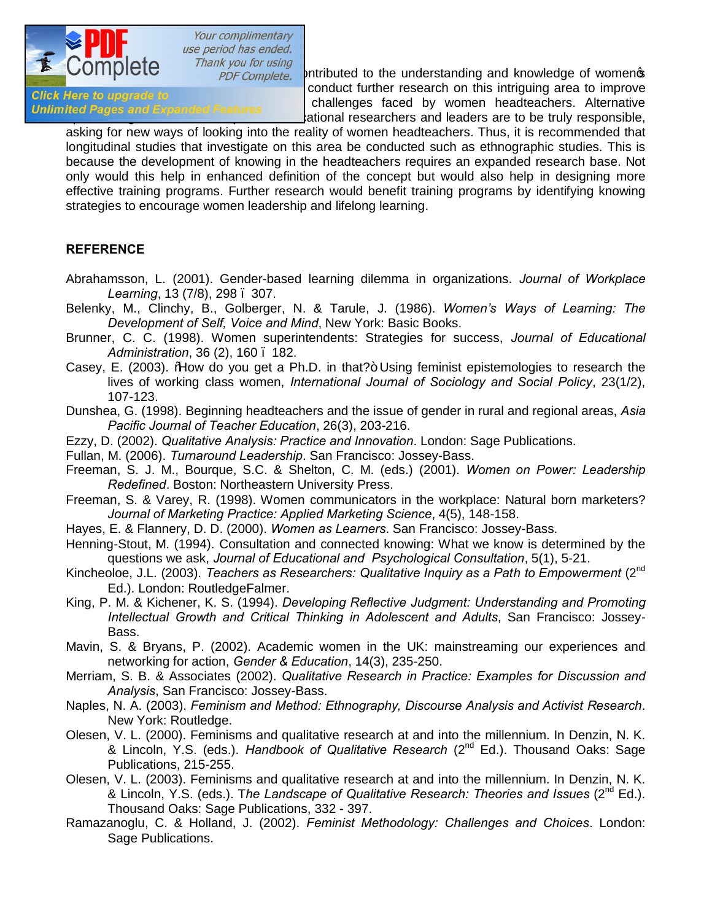ontributed to the understanding and knowledge of women's conduct further research on this intriguing area to improve challenges faced by women headteachers. Alternative ational researchers and leaders are to be truly responsible, asking for new ways of looking into the reality of women headteachers. Thus, it is recommended that longitudinal studies that investigate on this area be conducted such as ethnographic studies. This is because the development of knowing in the headteachers requires an expanded research base. Not only would this help in enhanced definition of the concept but would also help in designing more effective training programs. Further research would benefit training programs by identifying knowing strategies to encourage women leadership and lifelong learning.

## REFERENCE

Abrahamsson, L. (2001). Gender-based learning dilemma in organizations. *Journal of Workplace Learning*, 13 (7/8), 298 – 307.

Belenky, M., Clinchy, B., Golberger, N. & Tarule, J. (1986). *Women's Ways of Learning: The Development of Self, Voice and Mind*, New York: Basic Books.

Brunner, C. C. (1998). Women superintendents: Strategies for success, *Journal of Educational Administration*, 36 (2), 160 – 182.

Casey, E. (2003). "How do you get a Ph.D. in that?" Using feminist epistemologies to research the lives of working class women, *International Journal of Sociology and Social Policy*, 23(1/2), 107-123.

Dunshea, G. (1998). Beginning headteachers and the issue of gender in rural and regional areas, *Asia Pacific Journal of Teacher Education*, 26(3), 203-216.

Ezzy, D. (2002). *Qualitative Analysis: Practice and Innovation*. London: Sage Publications.

Fullan, M. (2006). *Turnaround Leadership*. San Francisco: Jossey-Bass.

Freeman, S. J. M., Bourque, S.C. & Shelton, C. M. (eds.) (2001). *Women on Power: Leadership Redefined*. Boston: Northeastern University Press.

Freeman, S. & Varey, R. (1998). Women communicators in the workplace: Natural born marketers? *Journal of Marketing Practice: Applied Marketing Science*, 4(5), 148-158.

Hayes, E. & Flannery, D. D. (2000). *Women as Learners*. San Francisco: Jossey-Bass.

Henning-Stout, M. (1994). Consultation and connected knowing: What we know is determined by the questions we ask, *Journal of Educational and Psychological Consultation*, 5(1), 5-21.

Kincheloe, J.L. (2003). *Teachers as Researchers: Qualitative Inquiry as a Path to Empowerment* (2nd Ed.). London: RoutledgeFalmer.

King, P. M. & Kichener, K. S. (1994). *Developing Reflective Judgment: Understanding and Promoting Intellectual Growth and Critical Thinking in Adolescent and Adults*, San Francisco: Jossey-Bass.

Mavin, S. & Bryans, P. (2002). Academic women in the UK: mainstreaming our experiences and networking for action, *Gender & Education*, 14(3), 235-250.

Merriam, S. B. & Associates (2002). *Qualitative Research in Practice: Examples for Discussion and Analysis*, San Francisco: Jossey-Bass.

Naples, N. A. (2003). *Feminism and Method: Ethnography, Discourse Analysis and Activist Research*. New York: Routledge.

Olesen, V. L. (2000). Feminisms and qualitative research at and into the millennium. In Denzin, N. K. & Lincoln, Y.S. (eds.). *Handbook of Qualitative Research* (2nd Ed.). Thousand Oaks: Sage Publications, 215-255.

Olesen, V. L. (2003). Feminisms and qualitative research at and into the millennium. In Denzin, N. K. & Lincoln, Y.S. (eds.). T*he Landscape of Qualitative Research: Theories and Issues* (2nd Ed.). Thousand Oaks: Sage Publications, 332 - 397.

Ramazanoglu, C. & Holland, J. (2002). *Feminist Methodology: Challenges and Choices*. London: Sage Publications.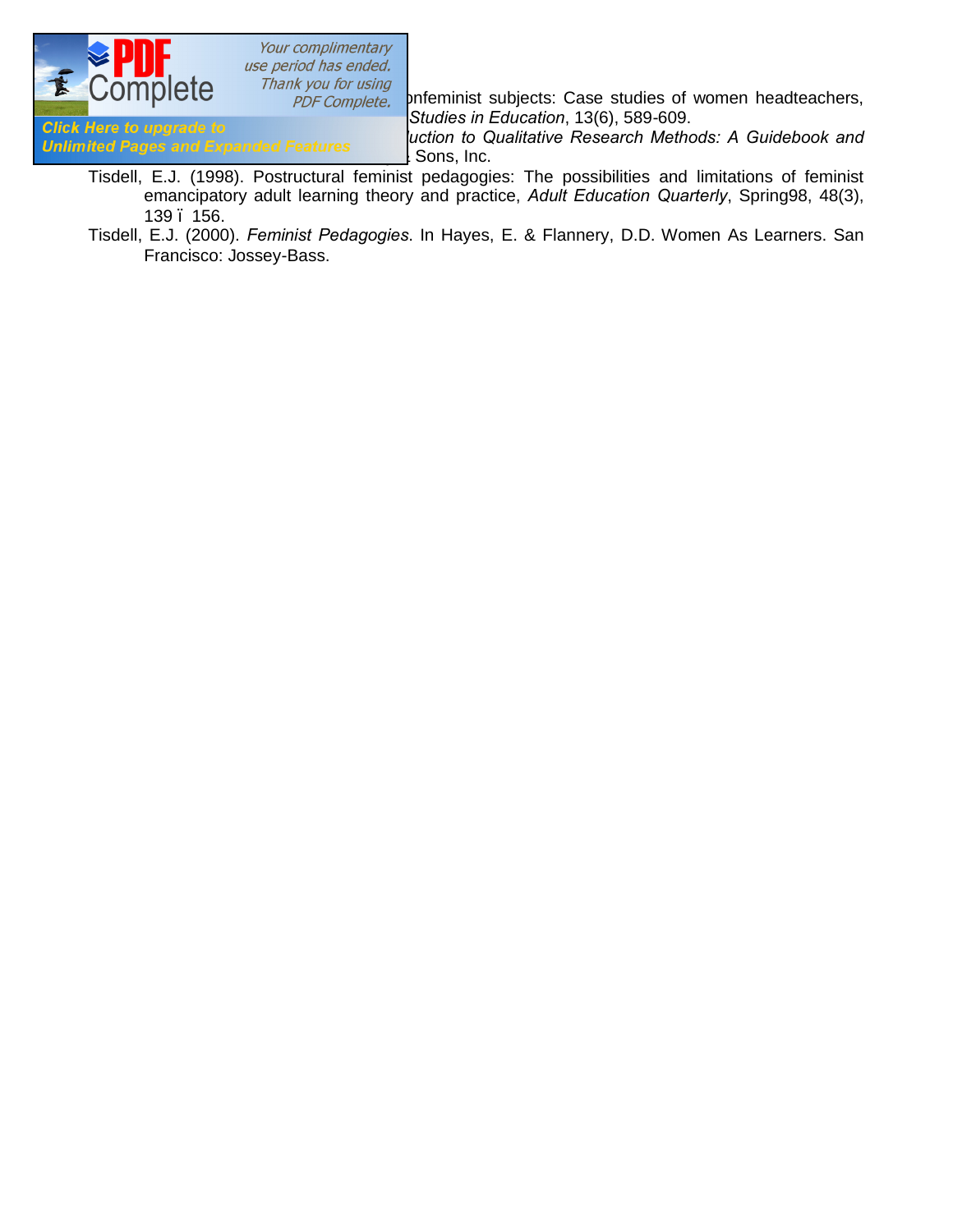onfeminist subjects: Case studies of women headteachers, *Studies in Education*, 13(6), 589-609.

*luction to Qualitative Research Methods: A Guidebook and* Sons, Inc.

Tisdell, E.J. (1998). Postructural feminist pedagogies: The possibilities and limitations of feminist emancipatory adult learning theory and practice, *Adult Education Quarterly*, Spring98, 48(3), 139 ï 156.

Tisdell, E.J. (2000). *Feminist Pedagogies*. In Hayes, E. & Flannery, D.D. Women As Learners. San Francisco: Jossey-Bass.